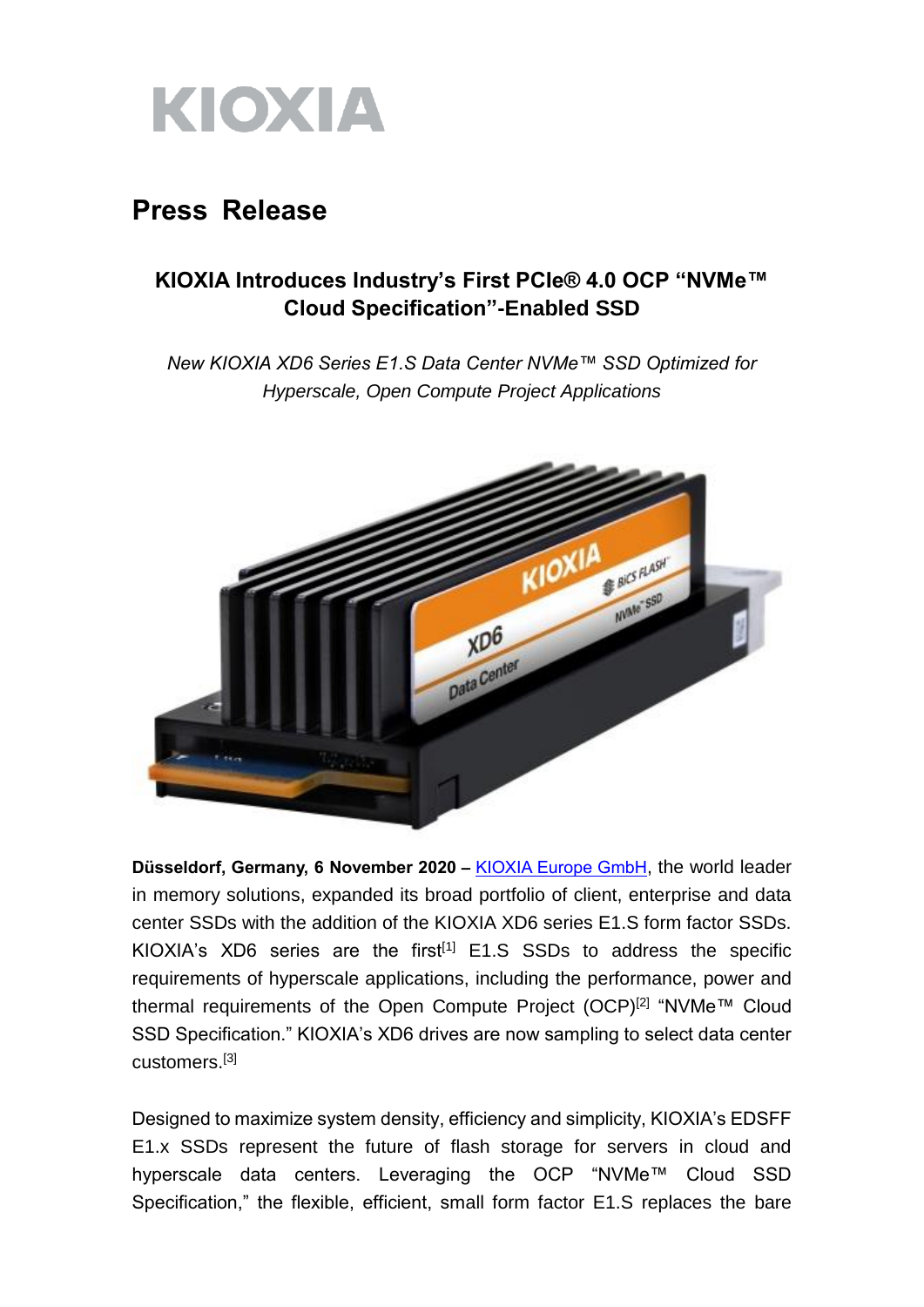KIOXIA

# Press Release

## KIOXIA Introduces Industry's First PCIe® 4.0 OCP "NVMe™ Cloud Specification"-Enabled SSD

*New KIOXIA XD6 Series E1.S Data Center NVMe™ SSD Optimized for Hyperscale, Open Compute Project Applications*

**Düsseldorf, Germany, 6 November 2020 –** KIOXIA Europe GmbH, the world leader in memory solutions, expanded its broad portfolio of client, enterprise and data center SSDs with the addition of the KIOXIA XD6 series E1.S form factor SSDs. KIOXIA's XD6 series are the first[1] E1.S SSDs to address the specific requirements of hyperscale applications, including the performance, power and thermal requirements of the Open Compute Project (OCP)[2] "NVMe™ Cloud SSD Specification." KIOXIA's XD6 drives are now sampling to select data center customers.[3]

Designed to maximize system density, efficiency and simplicity, KIOXIA's EDSFF E1.x SSDs represent the future of flash storage for servers in cloud and hyperscale data centers. Leveraging the OCP "NVMe™ Cloud SSD Specification," the flexible, efficient, small form factor E1.S replaces the bare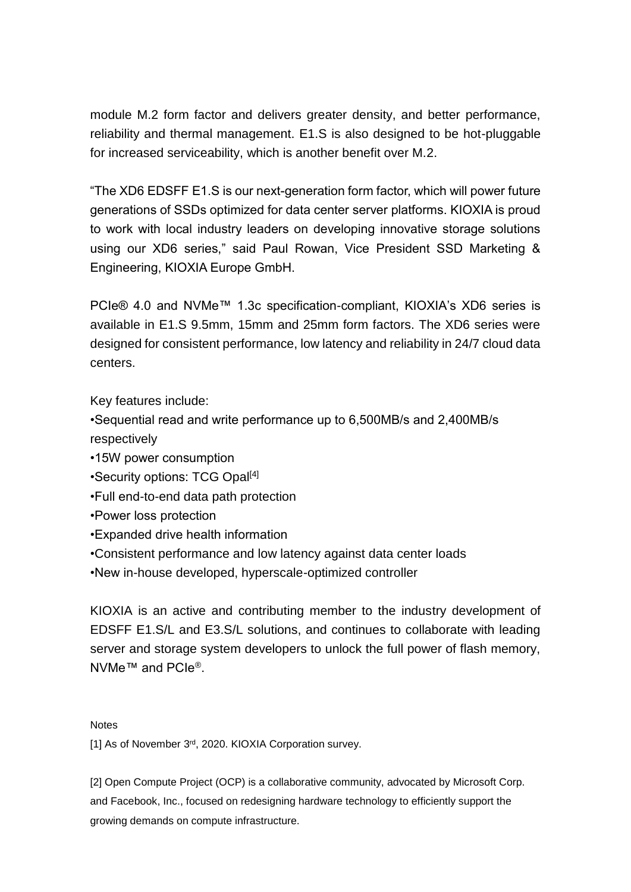module M.2 form factor and delivers greater density, and better performance, reliability and thermal management. E1.S is also designed to be hot-pluggable for increased serviceability, which is another benefit over M.2.

“The XD6 EDSFF E1.S is our next-generation form factor, which will power future generations of SSDs optimized for data center server platforms. KIOXIA is proud to work with local industry leaders on developing innovative storage solutions using our XD6 series,” said Paul Rowan, Vice President SSD Marketing & Engineering, KIOXIA Europe GmbH.

PCIe® 4.0 and NVMe™ 1.3c specification-compliant, KIOXIA’s XD6 series is available in E1.S 9.5mm, 15mm and 25mm form factors. The XD6 series were designed for consistent performance, low latency and reliability in 24/7 cloud data centers.

Key features include:

- Sequential read and write performance up to 6,500MB/s and 2,400MB/s respectively
- 15W power consumption
- Security options: TCG Opal[4]
- Full end-to-end data path protection
- Power loss protection
- Expanded drive health information
- Consistent performance and low latency against data center loads
- New in-house developed, hyperscale-optimized controller

KIOXIA is an active and contributing member to the industry development of EDSFF E1.S/L and E3.S/L solutions, and continues to collaborate with leading server and storage system developers to unlock the full power of flash memory, NVMe™ and PCIe®.

Notes

[1] As of November 3rd, 2020. KIOXIA Corporation survey.

[2] Open Compute Project (OCP) is a collaborative community, advocated by Microsoft Corp. and Facebook, Inc., focused on redesigning hardware technology to efficiently support the growing demands on compute infrastructure.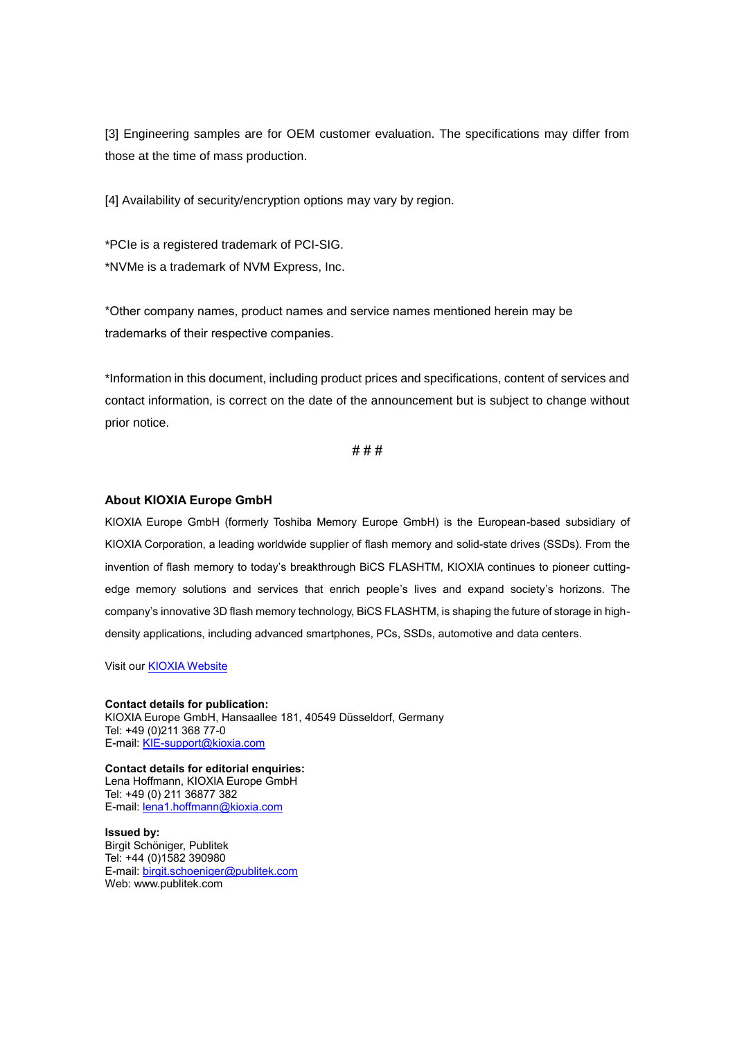[3] Engineering samples are for OEM customer evaluation. The specifications may differ from those at the time of mass production.

[4] Availability of security/encryption options may vary by region.

*PCIe is a registered trademark of PCI-SIG.
*NVMe is a trademark of NVM Express, Inc.

*Other company names, product names and service names mentioned herein may be trademarks of their respective companies.

*Information in this document, including product prices and specifications, content of services and contact information, is correct on the date of the announcement but is subject to change without prior notice.

# # #

**About KIOXIA Europe GmbH**

KIOXIA Europe GmbH (formerly Toshiba Memory Europe GmbH) is the European-based subsidiary of KIOXIA Corporation, a leading worldwide supplier of flash memory and solid-state drives (SSDs). From the invention of flash memory to today's breakthrough BiCS FLASHTM, KIOXIA continues to pioneer cutting-edge memory solutions and services that enrich people's lives and expand society's horizons. The company's innovative 3D flash memory technology, BiCS FLASHTM, is shaping the future of storage in high-density applications, including advanced smartphones, PCs, SSDs, automotive and data centers.

Visit our [KIOXIA Website]

**Contact details for publication:**
KIOXIA Europe GmbH, Hansaallee 181, 40549 Düsseldorf, Germany
Tel: +49 (0)211 368 77-0
E-mail: KIE-support@kioxia.com

**Contact details for editorial enquiries:**
Lena Hoffmann, KIOXIA Europe GmbH
Tel: +49 (0) 211 36877 382
E-mail: lena1.hoffmann@kioxia.com

**Issued by:**
Birgit Schöniger, Publitek
Tel: +44 (0)1582 390980
E-mail: birgit.schoeniger@publitek.com
Web: www.publitek.com